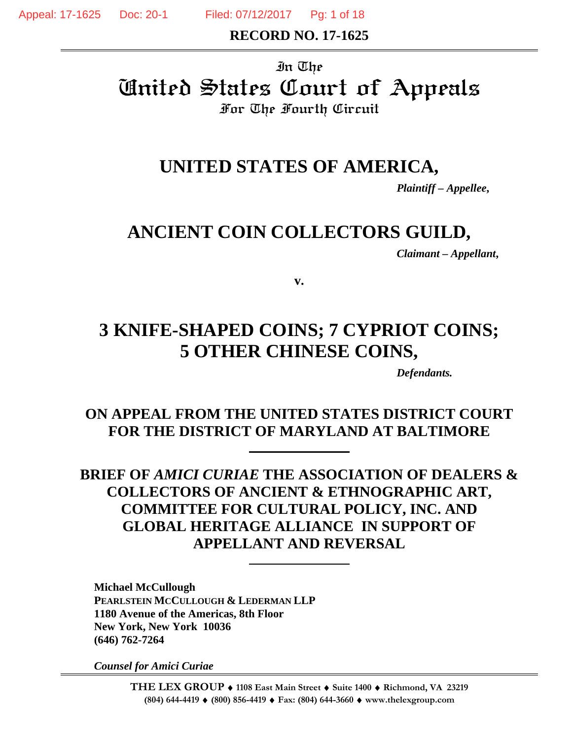**RECORD NO. 17-1625**

In The

# United States Court of Appeals

For The Fourth Circuit

## UNITED STATES OF AMERICA,

*Plaintiff – Appellee,*

## ANCIENT COIN COLLECTORS GUILD,

*Claimant – Appellant,*

**v.**

## 3 KNIFE-SHAPED COINS; 7 CYPRIOT COINS; 5 OTHER CHINESE COINS,

*Defendants.*

**ON APPEAL FROM THE UNITED STATES DISTRICT COURT FOR THE DISTRICT OF MARYLAND AT BALTIMORE**

---

**BRIEF OF *AMICI CURIAE* THE ASSOCIATION OF DEALERS & COLLECTORS OF ANCIENT & ETHNOGRAPHIC ART, COMMITTEE FOR CULTURAL POLICY, INC. AND GLOBAL HERITAGE ALLIANCE IN SUPPORT OF APPELLANT AND REVERSAL**

---

**Michael McCullough**
**PEARLSTEIN MCCULLOUGH & LEDERMAN LLP**
**1180 Avenue of the Americas, 8th Floor**
**New York, New York 10036**
**(646) 762-7264**

***Counsel for Amici Curiae***

**THE LEX GROUP ♦ 1108 East Main Street ♦ Suite 1400 ♦ Richmond, VA 23219**
**(804) 644-4419 ♦ (800) 856-4419 ♦ Fax: (804) 644-3660 ♦ www.thelexgroup.com**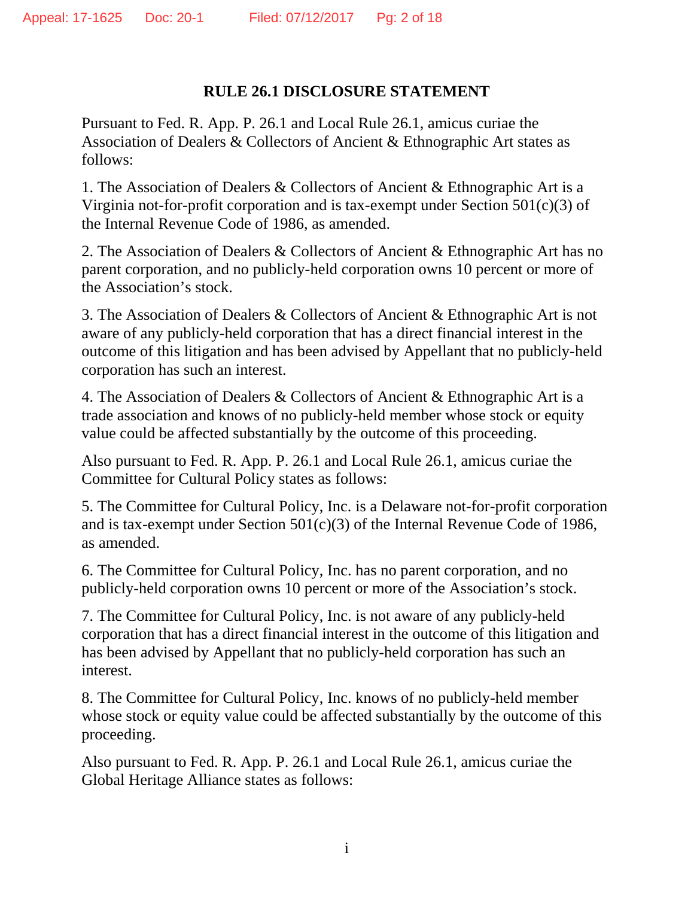## RULE 26.1 DISCLOSURE STATEMENT

Pursuant to Fed. R. App. P. 26.1 and Local Rule 26.1, amicus curiae the Association of Dealers & Collectors of Ancient & Ethnographic Art states as follows:

1. The Association of Dealers & Collectors of Ancient & Ethnographic Art is a Virginia not-for-profit corporation and is tax-exempt under Section 501(c)(3) of the Internal Revenue Code of 1986, as amended.

2. The Association of Dealers & Collectors of Ancient & Ethnographic Art has no parent corporation, and no publicly-held corporation owns 10 percent or more of the Association's stock.

3. The Association of Dealers & Collectors of Ancient & Ethnographic Art is not aware of any publicly-held corporation that has a direct financial interest in the outcome of this litigation and has been advised by Appellant that no publicly-held corporation has such an interest.

4. The Association of Dealers & Collectors of Ancient & Ethnographic Art is a trade association and knows of no publicly-held member whose stock or equity value could be affected substantially by the outcome of this proceeding.

Also pursuant to Fed. R. App. P. 26.1 and Local Rule 26.1, amicus curiae the Committee for Cultural Policy states as follows:

5. The Committee for Cultural Policy, Inc. is a Delaware not-for-profit corporation and is tax-exempt under Section 501(c)(3) of the Internal Revenue Code of 1986, as amended.

6. The Committee for Cultural Policy, Inc. has no parent corporation, and no publicly-held corporation owns 10 percent or more of the Association's stock.

7. The Committee for Cultural Policy, Inc. is not aware of any publicly-held corporation that has a direct financial interest in the outcome of this litigation and has been advised by Appellant that no publicly-held corporation has such an interest.

8. The Committee for Cultural Policy, Inc. knows of no publicly-held member whose stock or equity value could be affected substantially by the outcome of this proceeding.

Also pursuant to Fed. R. App. P. 26.1 and Local Rule 26.1, amicus curiae the Global Heritage Alliance states as follows: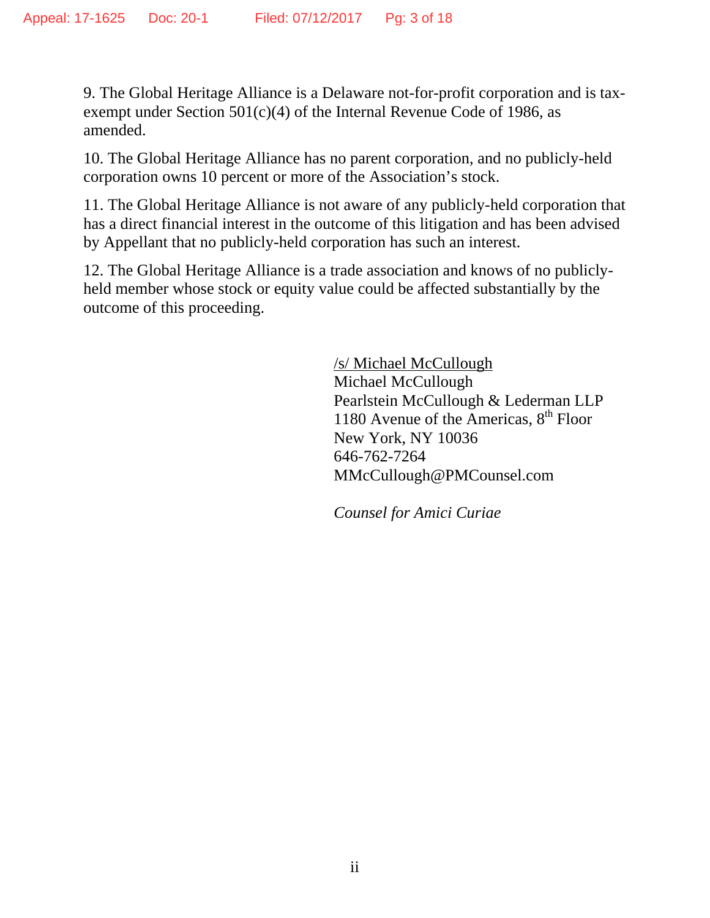9. The Global Heritage Alliance is a Delaware not-for-profit corporation and is tax-exempt under Section 501(c)(4) of the Internal Revenue Code of 1986, as amended.

10. The Global Heritage Alliance has no parent corporation, and no publicly-held corporation owns 10 percent or more of the Association's stock.

11. The Global Heritage Alliance is not aware of any publicly-held corporation that has a direct financial interest in the outcome of this litigation and has been advised by Appellant that no publicly-held corporation has such an interest.

12. The Global Heritage Alliance is a trade association and knows of no publicly-held member whose stock or equity value could be affected substantially by the outcome of this proceeding.

/s/ Michael McCullough
Michael McCullough
Pearlstein McCullough & Lederman LLP
1180 Avenue of the Americas, 8th Floor
New York, NY 10036
646-762-7264
MMcCullough@PMCounsel.com

*Counsel for Amici Curiae*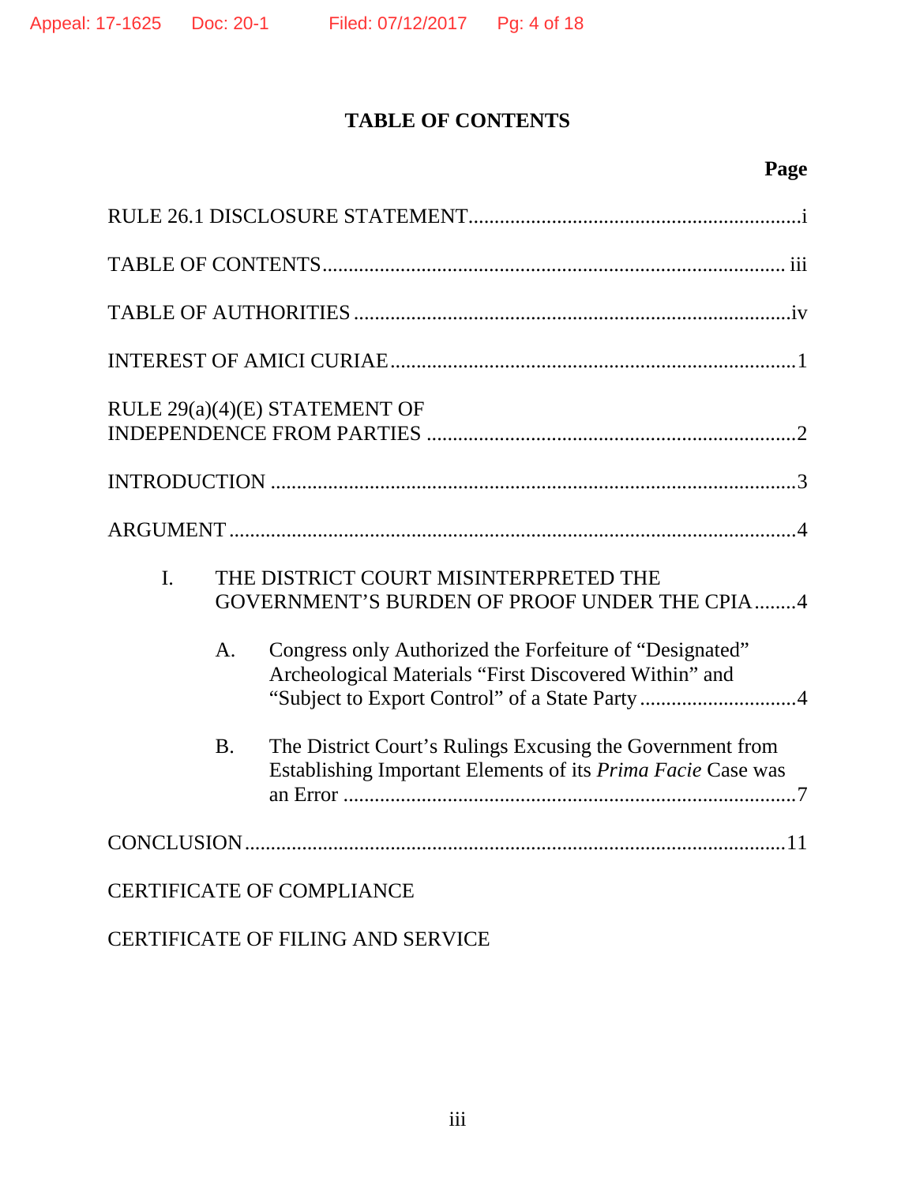# TABLE OF CONTENTS

| | Page |
|---|---|
| RULE 26.1 DISCLOSURE STATEMENT | i |
| TABLE OF CONTENTS | iii |
| TABLE OF AUTHORITIES | iv |
| INTEREST OF AMICI CURIAE | 1 |
| RULE 29(a)(4)(E) STATEMENT OF INDEPENDENCE FROM PARTIES | 2 |
| INTRODUCTION | 3 |
| ARGUMENT | 4 |
| I. THE DISTRICT COURT MISINTERPRETED THE GOVERNMENT'S BURDEN OF PROOF UNDER THE CPIA | 4 |
| A. Congress only Authorized the Forfeiture of "Designated" Archeological Materials "First Discovered Within" and "Subject to Export Control" of a State Party | 4 |
| B. The District Court's Rulings Excusing the Government from Establishing Important Elements of its *Prima Facie* Case was an Error | 7 |
| CONCLUSION | 11 |
| CERTIFICATE OF COMPLIANCE | |
| CERTIFICATE OF FILING AND SERVICE | |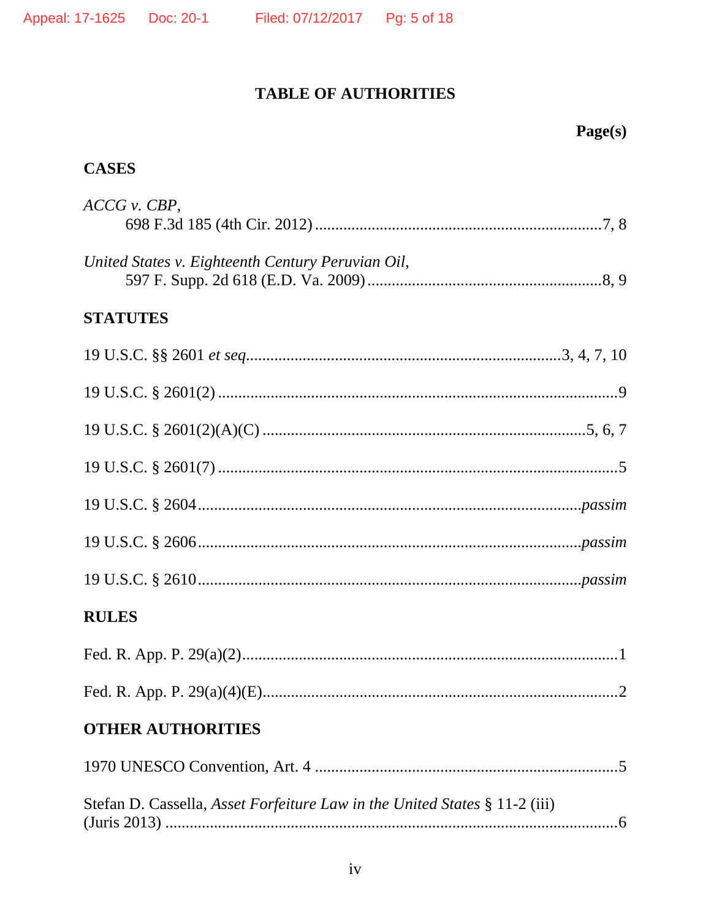# TABLE OF AUTHORITIES

**Page(s)**

## CASES

*ACCG v. CBP*,
698 F.3d 185 (4th Cir. 2012) ....................................................................7, 8

*United States v. Eighteenth Century Peruvian Oil*,
597 F. Supp. 2d 618 (E.D. Va. 2009) ......................................................8, 9

## STATUTES

19 U.S.C. §§ 2601 *et seq*. .........................................................................3, 4, 7, 10

19 U.S.C. § 2601(2) ..........................................................................................9

19 U.S.C. § 2601(2)(A)(C) ..........................................................................5, 6, 7

19 U.S.C. § 2601(7) ..........................................................................................5

19 U.S.C. § 2604 ..........................................................................................*passim*

19 U.S.C. § 2606 ..........................................................................................*passim*

19 U.S.C. § 2610 ..........................................................................................*passim*

## RULES

Fed. R. App. P. 29(a)(2)...................................................................................1

Fed. R. App. P. 29(a)(4)(E)...............................................................................2

## OTHER AUTHORITIES

1970 UNESCO Convention, Art. 4 ....................................................................5

Stefan D. Cassella, *Asset Forfeiture Law in the United States* § 11-2 (iii)
(Juris 2013) .........................................................................................................6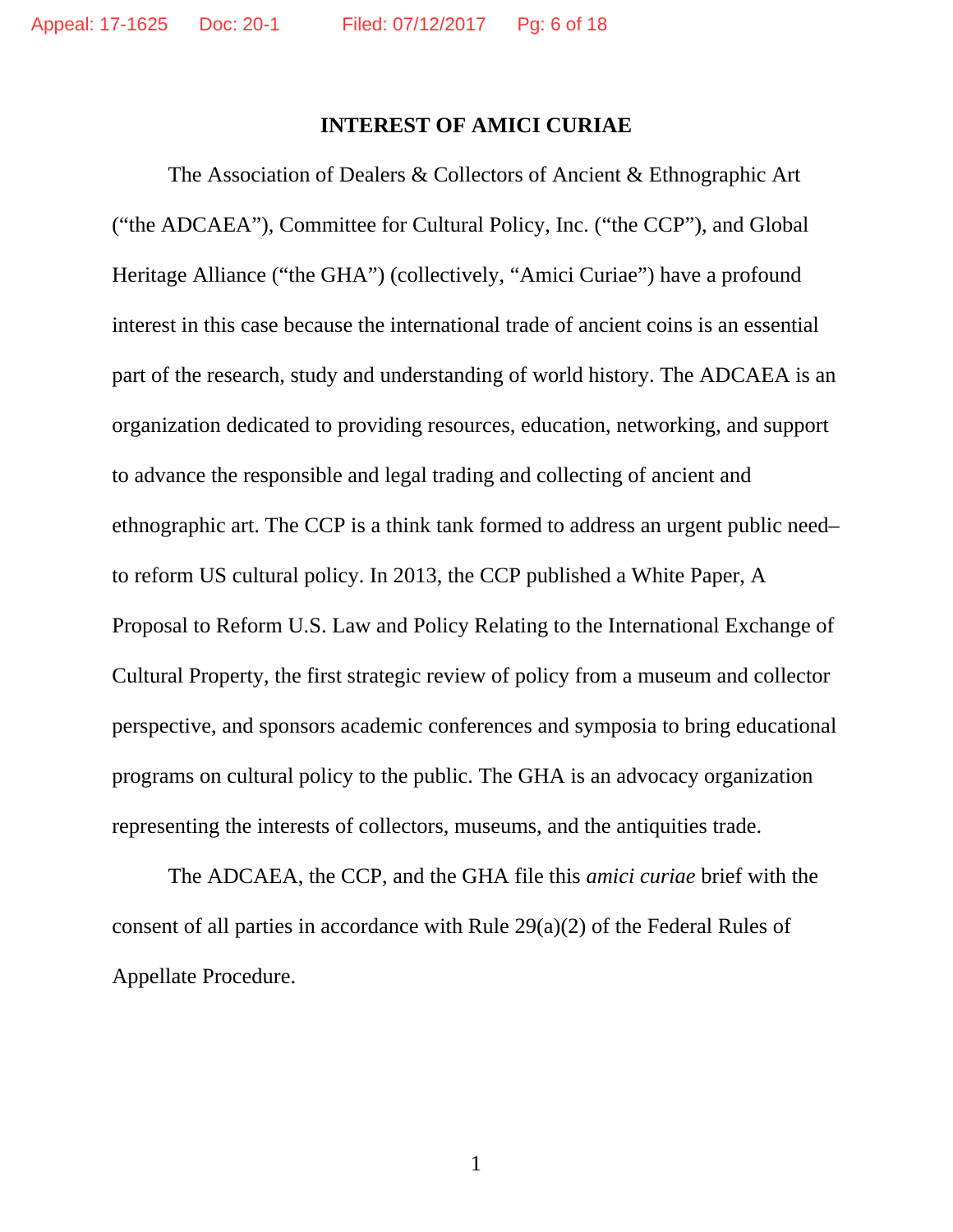## INTEREST OF AMICI CURIAE

The Association of Dealers & Collectors of Ancient & Ethnographic Art ("the ADCAEA"), Committee for Cultural Policy, Inc. ("the CCP"), and Global Heritage Alliance ("the GHA") (collectively, "Amici Curiae") have a profound interest in this case because the international trade of ancient coins is an essential part of the research, study and understanding of world history. The ADCAEA is an organization dedicated to providing resources, education, networking, and support to advance the responsible and legal trading and collecting of ancient and ethnographic art. The CCP is a think tank formed to address an urgent public need– to reform US cultural policy. In 2013, the CCP published a White Paper, A Proposal to Reform U.S. Law and Policy Relating to the International Exchange of Cultural Property, the first strategic review of policy from a museum and collector perspective, and sponsors academic conferences and symposia to bring educational programs on cultural policy to the public. The GHA is an advocacy organization representing the interests of collectors, museums, and the antiquities trade.

The ADCAEA, the CCP, and the GHA file this *amici curiae* brief with the consent of all parties in accordance with Rule 29(a)(2) of the Federal Rules of Appellate Procedure.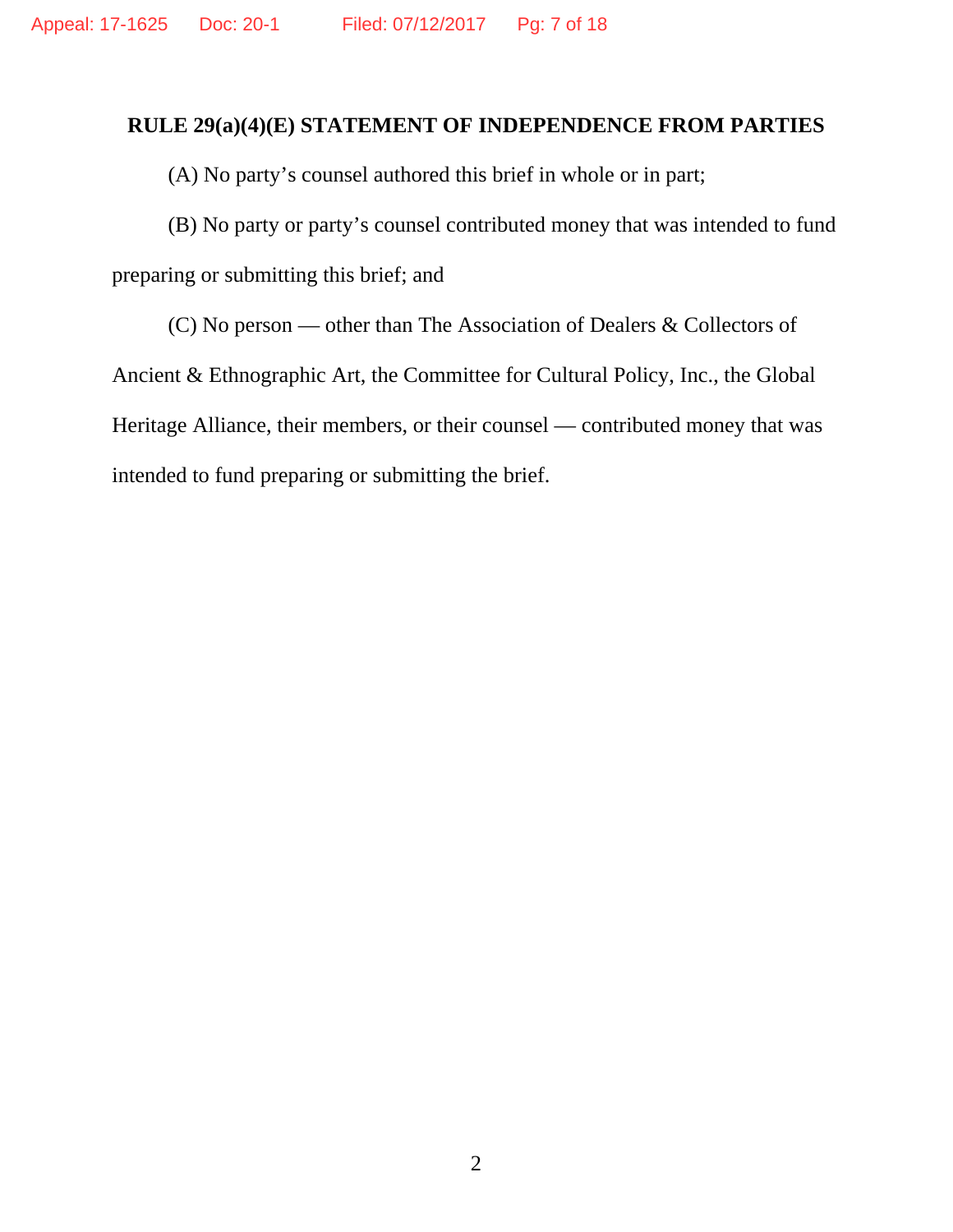## RULE 29(a)(4)(E) STATEMENT OF INDEPENDENCE FROM PARTIES

(A) No party's counsel authored this brief in whole or in part;

(B) No party or party's counsel contributed money that was intended to fund preparing or submitting this brief; and

(C) No person — other than The Association of Dealers & Collectors of Ancient & Ethnographic Art, the Committee for Cultural Policy, Inc., the Global Heritage Alliance, their members, or their counsel — contributed money that was intended to fund preparing or submitting the brief.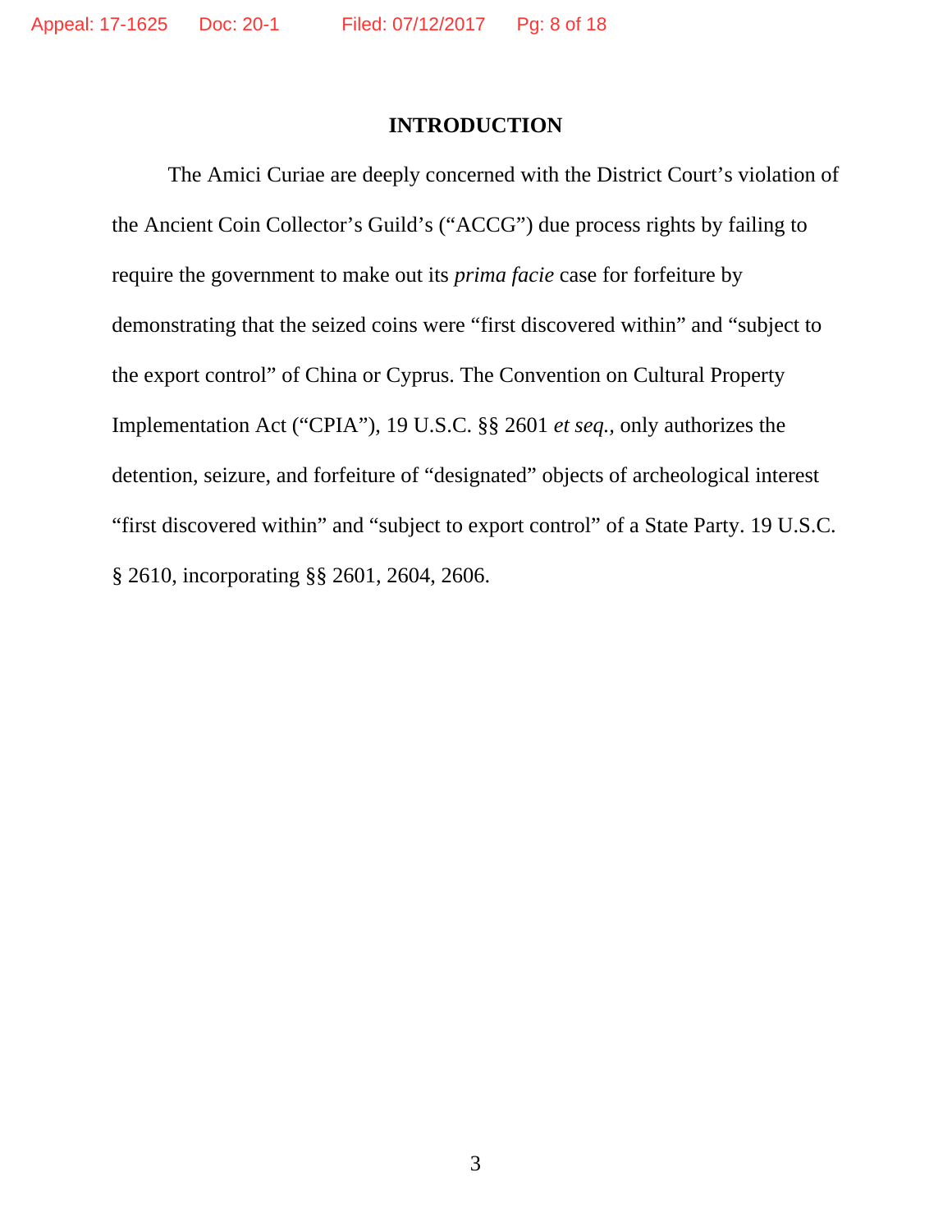## INTRODUCTION

The Amici Curiae are deeply concerned with the District Court's violation of the Ancient Coin Collector's Guild's ("ACCG") due process rights by failing to require the government to make out its *prima facie* case for forfeiture by demonstrating that the seized coins were "first discovered within" and "subject to the export control" of China or Cyprus. The Convention on Cultural Property Implementation Act ("CPIA"), 19 U.S.C. §§ 2601 *et seq.*, only authorizes the detention, seizure, and forfeiture of "designated" objects of archeological interest "first discovered within" and "subject to export control" of a State Party. 19 U.S.C. § 2610, incorporating §§ 2601, 2604, 2606.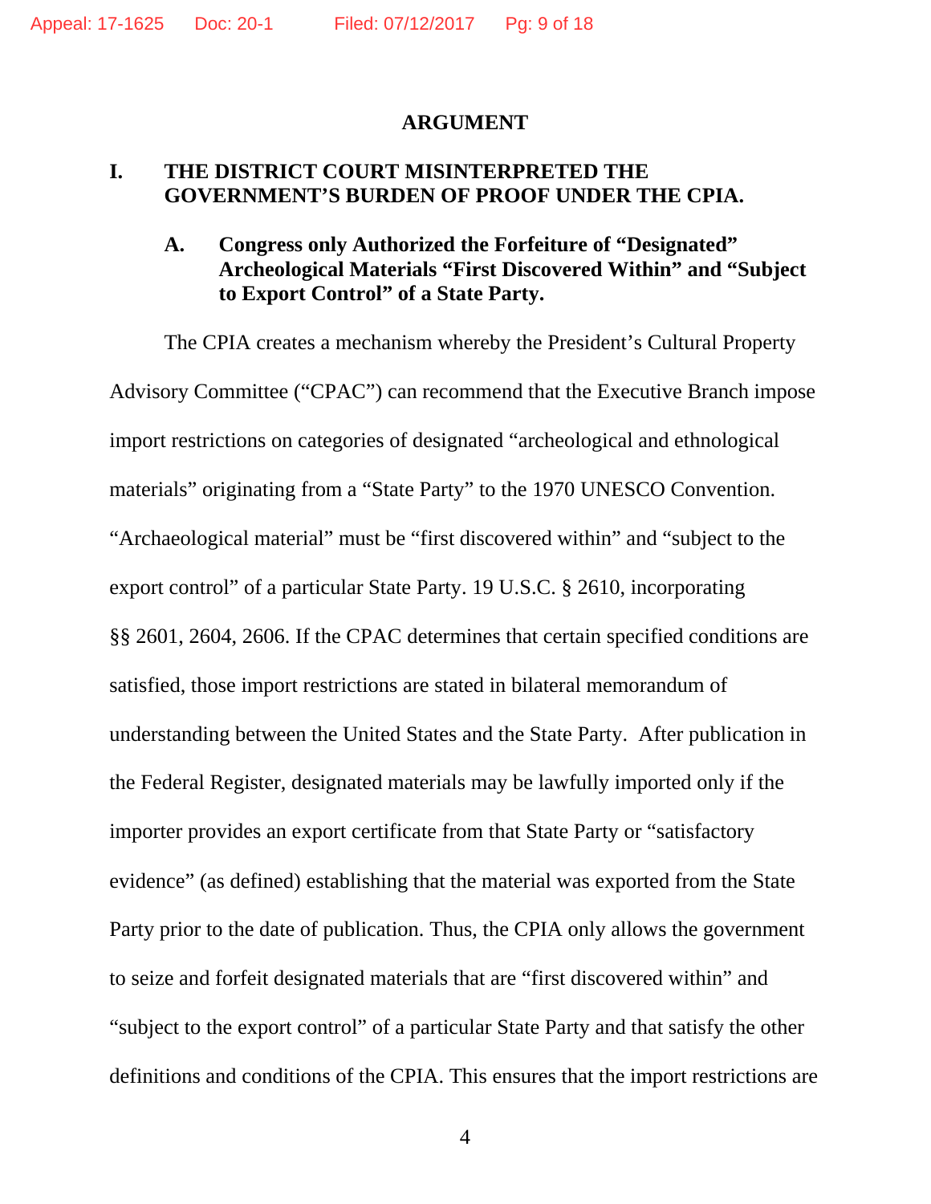# ARGUMENT

## I. THE DISTRICT COURT MISINTERPRETED THE GOVERNMENT'S BURDEN OF PROOF UNDER THE CPIA.

### A. Congress only Authorized the Forfeiture of "Designated" Archeological Materials "First Discovered Within" and "Subject to Export Control" of a State Party.

The CPIA creates a mechanism whereby the President's Cultural Property Advisory Committee ("CPAC") can recommend that the Executive Branch impose import restrictions on categories of designated "archeological and ethnological materials" originating from a "State Party" to the 1970 UNESCO Convention. "Archaeological material" must be "first discovered within" and "subject to the export control" of a particular State Party. 19 U.S.C. § 2610, incorporating §§ 2601, 2604, 2606. If the CPAC determines that certain specified conditions are satisfied, those import restrictions are stated in bilateral memorandum of understanding between the United States and the State Party. After publication in the Federal Register, designated materials may be lawfully imported only if the importer provides an export certificate from that State Party or "satisfactory evidence" (as defined) establishing that the material was exported from the State Party prior to the date of publication. Thus, the CPIA only allows the government to seize and forfeit designated materials that are "first discovered within" and "subject to the export control" of a particular State Party and that satisfy the other definitions and conditions of the CPIA. This ensures that the import restrictions are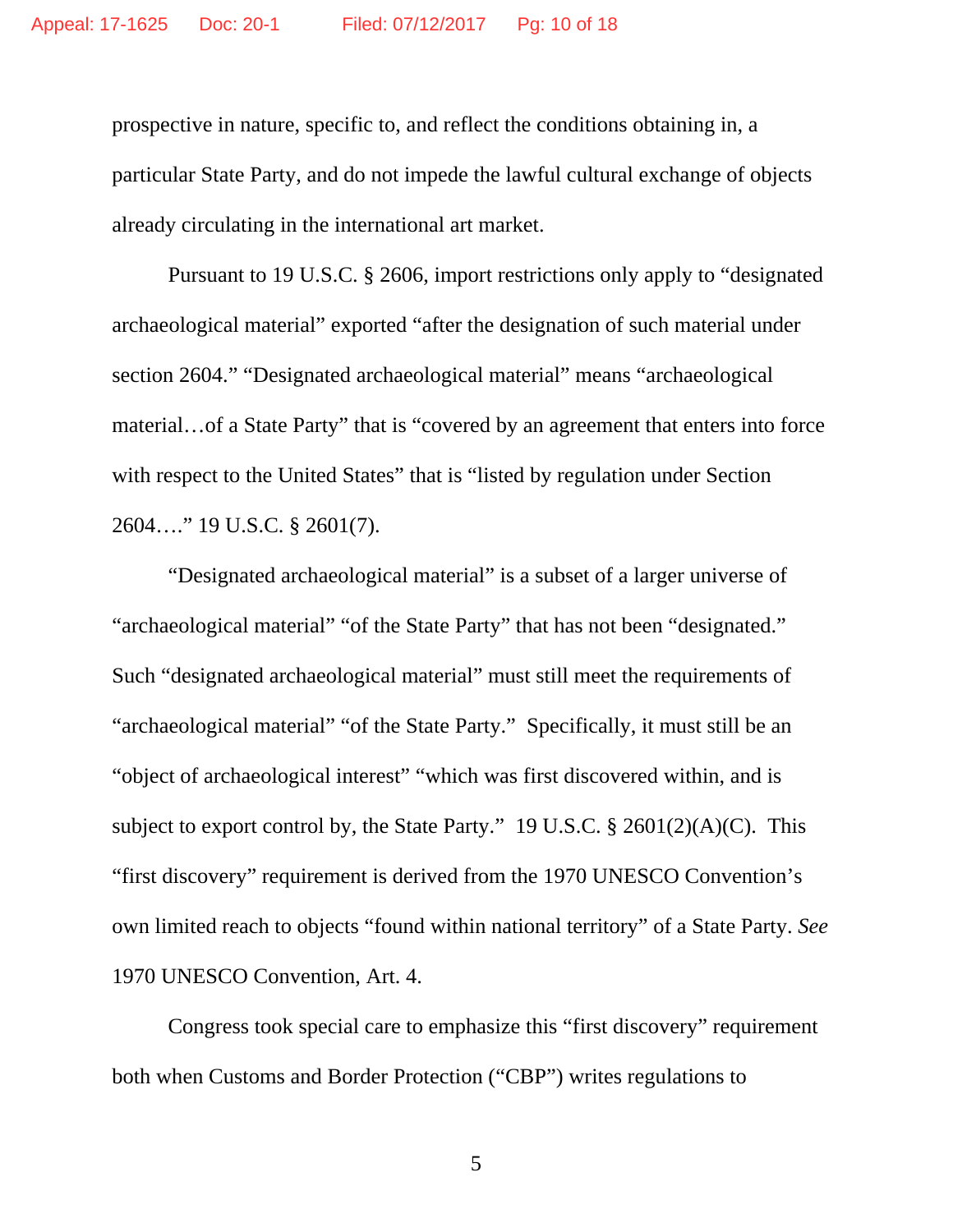prospective in nature, specific to, and reflect the conditions obtaining in, a particular State Party, and do not impede the lawful cultural exchange of objects already circulating in the international art market.

Pursuant to 19 U.S.C. § 2606, import restrictions only apply to "designated archaeological material" exported "after the designation of such material under section 2604." "Designated archaeological material" means "archaeological material…of a State Party" that is "covered by an agreement that enters into force with respect to the United States" that is "listed by regulation under Section 2604…." 19 U.S.C. § 2601(7).

"Designated archaeological material" is a subset of a larger universe of "archaeological material" "of the State Party" that has not been "designated." Such "designated archaeological material" must still meet the requirements of "archaeological material" "of the State Party." Specifically, it must still be an "object of archaeological interest" "which was first discovered within, and is subject to export control by, the State Party." 19 U.S.C. § 2601(2)(A)(C). This "first discovery" requirement is derived from the 1970 UNESCO Convention's own limited reach to objects "found within national territory" of a State Party. *See* 1970 UNESCO Convention, Art. 4.

Congress took special care to emphasize this "first discovery" requirement both when Customs and Border Protection ("CBP") writes regulations to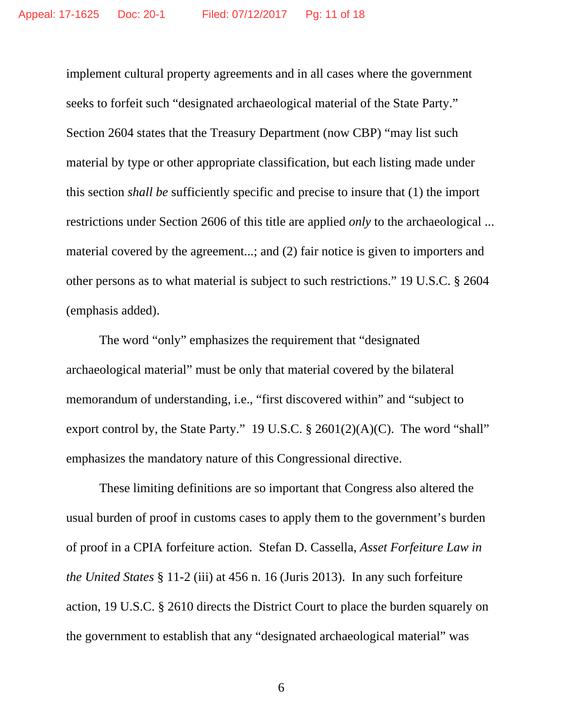implement cultural property agreements and in all cases where the government seeks to forfeit such "designated archaeological material of the State Party." Section 2604 states that the Treasury Department (now CBP) "may list such material by type or other appropriate classification, but each listing made under this section *shall be* sufficiently specific and precise to insure that (1) the import restrictions under Section 2606 of this title are applied *only* to the archaeological ... material covered by the agreement...; and (2) fair notice is given to importers and other persons as to what material is subject to such restrictions." 19 U.S.C. § 2604 (emphasis added).

The word "only" emphasizes the requirement that "designated archaeological material" must be only that material covered by the bilateral memorandum of understanding, i.e., "first discovered within" and "subject to export control by, the State Party." 19 U.S.C. § 2601(2)(A)(C). The word "shall" emphasizes the mandatory nature of this Congressional directive.

These limiting definitions are so important that Congress also altered the usual burden of proof in customs cases to apply them to the government's burden of proof in a CPIA forfeiture action. Stefan D. Cassella, *Asset Forfeiture Law in the United States* § 11-2 (iii) at 456 n. 16 (Juris 2013). In any such forfeiture action, 19 U.S.C. § 2610 directs the District Court to place the burden squarely on the government to establish that any "designated archaeological material" was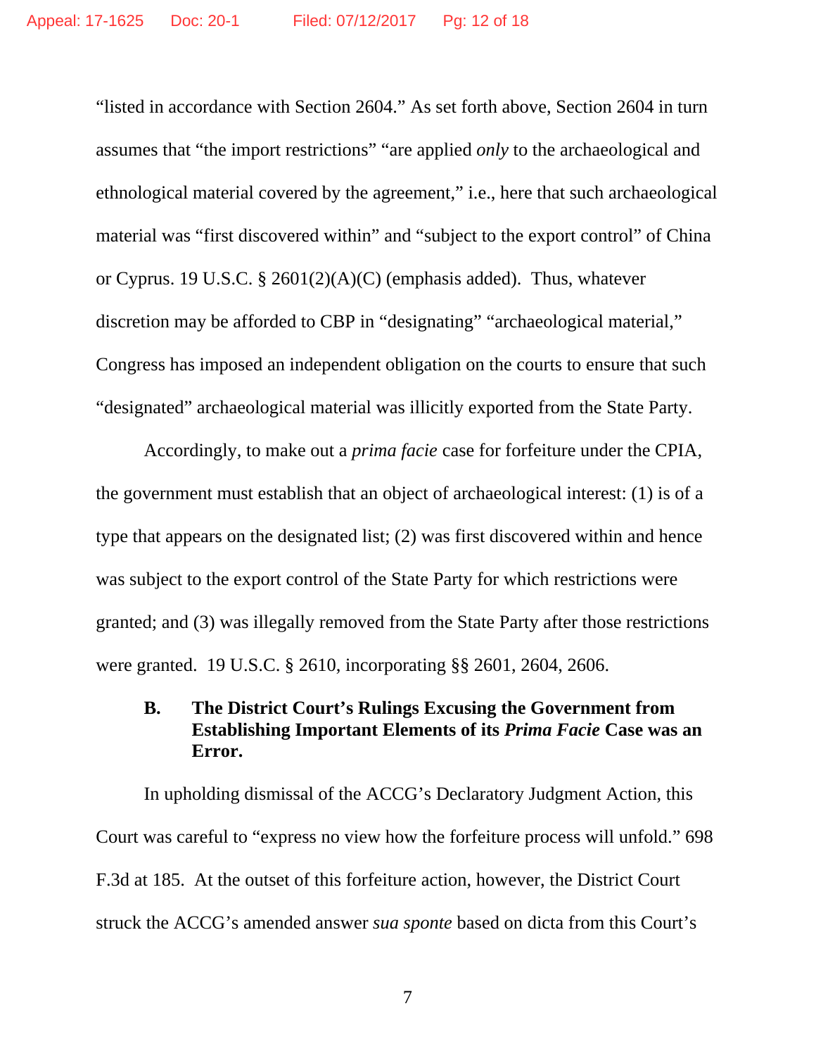"listed in accordance with Section 2604." As set forth above, Section 2604 in turn assumes that "the import restrictions" "are applied *only* to the archaeological and ethnological material covered by the agreement," i.e., here that such archaeological material was "first discovered within" and "subject to the export control" of China or Cyprus. 19 U.S.C. § 2601(2)(A)(C) (emphasis added). Thus, whatever discretion may be afforded to CBP in "designating" "archaeological material," Congress has imposed an independent obligation on the courts to ensure that such "designated" archaeological material was illicitly exported from the State Party.

Accordingly, to make out a *prima facie* case for forfeiture under the CPIA, the government must establish that an object of archaeological interest: (1) is of a type that appears on the designated list; (2) was first discovered within and hence was subject to the export control of the State Party for which restrictions were granted; and (3) was illegally removed from the State Party after those restrictions were granted. 19 U.S.C. § 2610, incorporating §§ 2601, 2604, 2606.

### B. The District Court's Rulings Excusing the Government from Establishing Important Elements of its *Prima Facie* Case was an Error.

In upholding dismissal of the ACCG's Declaratory Judgment Action, this Court was careful to "express no view how the forfeiture process will unfold." 698 F.3d at 185. At the outset of this forfeiture action, however, the District Court struck the ACCG's amended answer *sua sponte* based on dicta from this Court's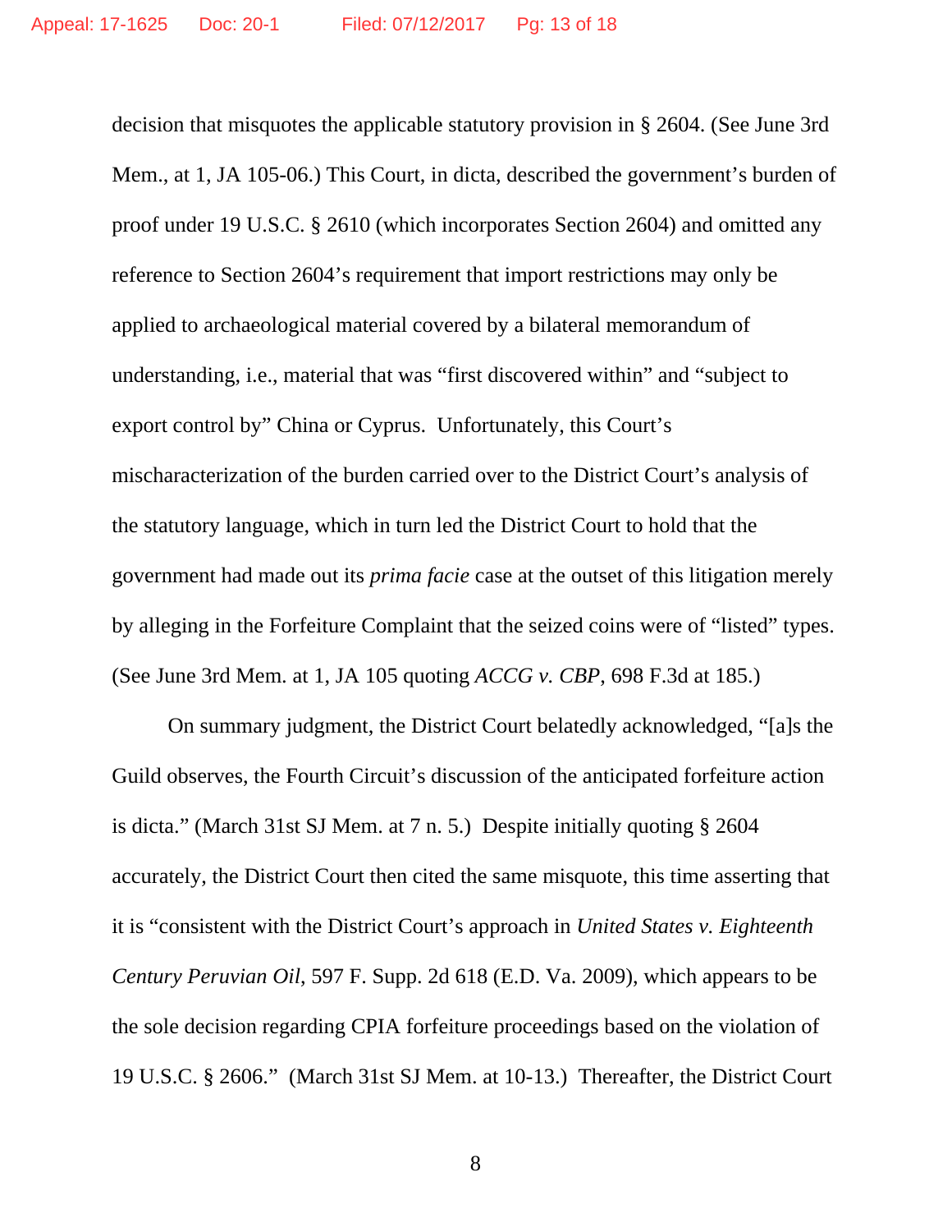decision that misquotes the applicable statutory provision in § 2604. (See June 3rd Mem., at 1, JA 105-06.) This Court, in dicta, described the government's burden of proof under 19 U.S.C. § 2610 (which incorporates Section 2604) and omitted any reference to Section 2604's requirement that import restrictions may only be applied to archaeological material covered by a bilateral memorandum of understanding, i.e., material that was "first discovered within" and "subject to export control by" China or Cyprus. Unfortunately, this Court's mischaracterization of the burden carried over to the District Court's analysis of the statutory language, which in turn led the District Court to hold that the government had made out its *prima facie* case at the outset of this litigation merely by alleging in the Forfeiture Complaint that the seized coins were of "listed" types. (See June 3rd Mem. at 1, JA 105 quoting *ACCG v. CBP*, 698 F.3d at 185.)

On summary judgment, the District Court belatedly acknowledged, "[a]s the Guild observes, the Fourth Circuit's discussion of the anticipated forfeiture action is dicta." (March 31st SJ Mem. at 7 n. 5.) Despite initially quoting § 2604 accurately, the District Court then cited the same misquote, this time asserting that it is "consistent with the District Court's approach in *United States v. Eighteenth Century Peruvian Oil*, 597 F. Supp. 2d 618 (E.D. Va. 2009), which appears to be the sole decision regarding CPIA forfeiture proceedings based on the violation of 19 U.S.C. § 2606." (March 31st SJ Mem. at 10-13.) Thereafter, the District Court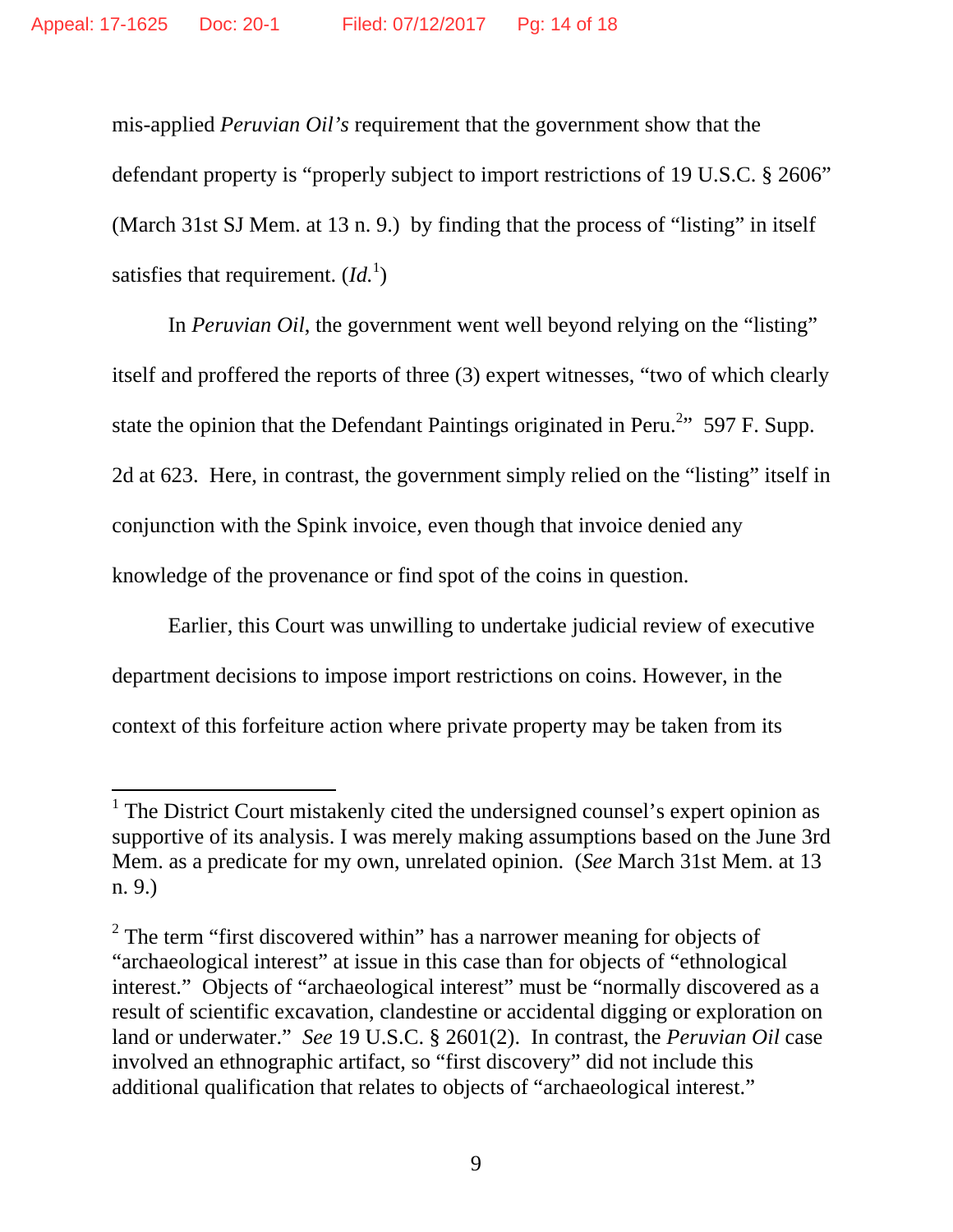mis-applied *Peruvian Oil's* requirement that the government show that the defendant property is "properly subject to import restrictions of 19 U.S.C. § 2606" (March 31st SJ Mem. at 13 n. 9.) by finding that the process of "listing" in itself satisfies that requirement. (*Id.*[1])

In *Peruvian Oil*, the government went well beyond relying on the "listing" itself and proffered the reports of three (3) expert witnesses, "two of which clearly state the opinion that the Defendant Paintings originated in Peru.[2]" 597 F. Supp. 2d at 623. Here, in contrast, the government simply relied on the "listing" itself in conjunction with the Spink invoice, even though that invoice denied any knowledge of the provenance or find spot of the coins in question.

Earlier, this Court was unwilling to undertake judicial review of executive department decisions to impose import restrictions on coins. However, in the context of this forfeiture action where private property may be taken from its

---

[1] The District Court mistakenly cited the undersigned counsel's expert opinion as supportive of its analysis. I was merely making assumptions based on the June 3rd Mem. as a predicate for my own, unrelated opinion. (*See* March 31st Mem. at 13 n. 9.)

[2] The term "first discovered within" has a narrower meaning for objects of "archaeological interest" at issue in this case than for objects of "ethnological interest." Objects of "archaeological interest" must be "normally discovered as a result of scientific excavation, clandestine or accidental digging or exploration on land or underwater." *See* 19 U.S.C. § 2601(2). In contrast, the *Peruvian Oil* case involved an ethnographic artifact, so "first discovery" did not include this additional qualification that relates to objects of "archaeological interest."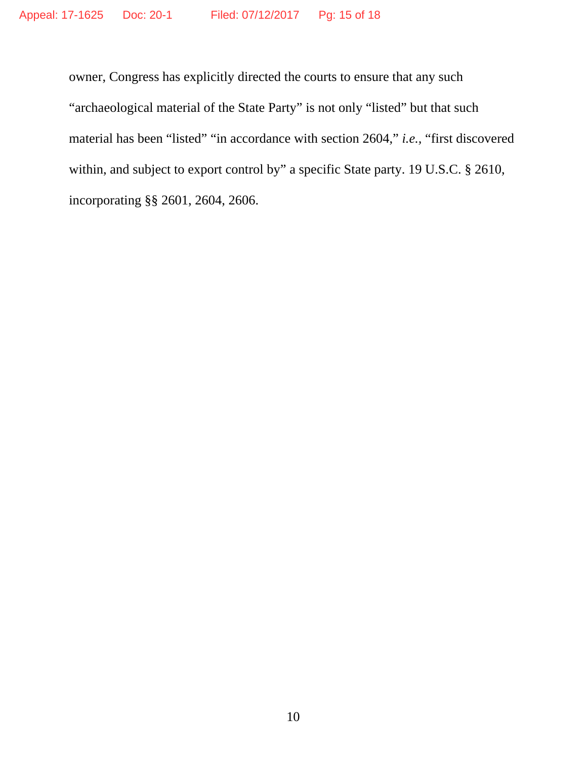owner, Congress has explicitly directed the courts to ensure that any such "archaeological material of the State Party" is not only "listed" but that such material has been "listed" "in accordance with section 2604," *i.e.*, "first discovered within, and subject to export control by" a specific State party. 19 U.S.C. § 2610, incorporating §§ 2601, 2604, 2606.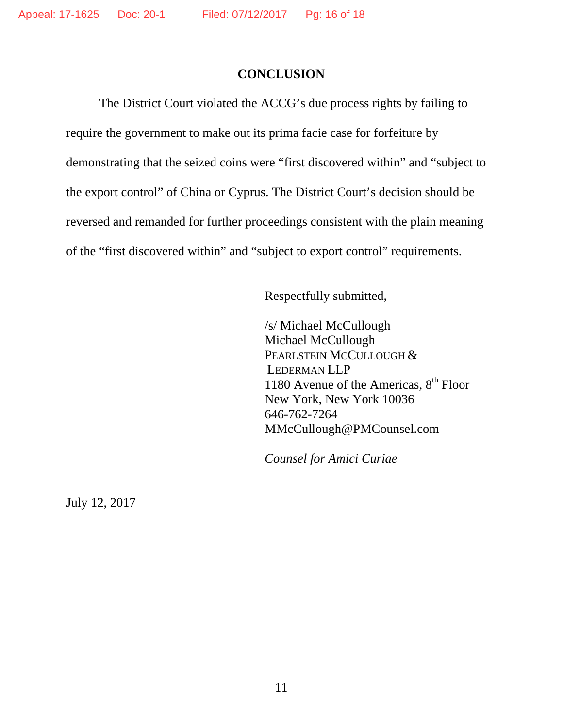## CONCLUSION

The District Court violated the ACCG's due process rights by failing to require the government to make out its prima facie case for forfeiture by demonstrating that the seized coins were "first discovered within" and "subject to the export control" of China or Cyprus. The District Court's decision should be reversed and remanded for further proceedings consistent with the plain meaning of the "first discovered within" and "subject to export control" requirements.

Respectfully submitted,

/s/ Michael McCullough
Michael McCullough
PEARLSTEIN MCCULLOUGH & LEDERMAN LLP
1180 Avenue of the Americas, 8th Floor
New York, New York 10036
646-762-7264
MMcCullough@PMCounsel.com

*Counsel for Amici Curiae*

July 12, 2017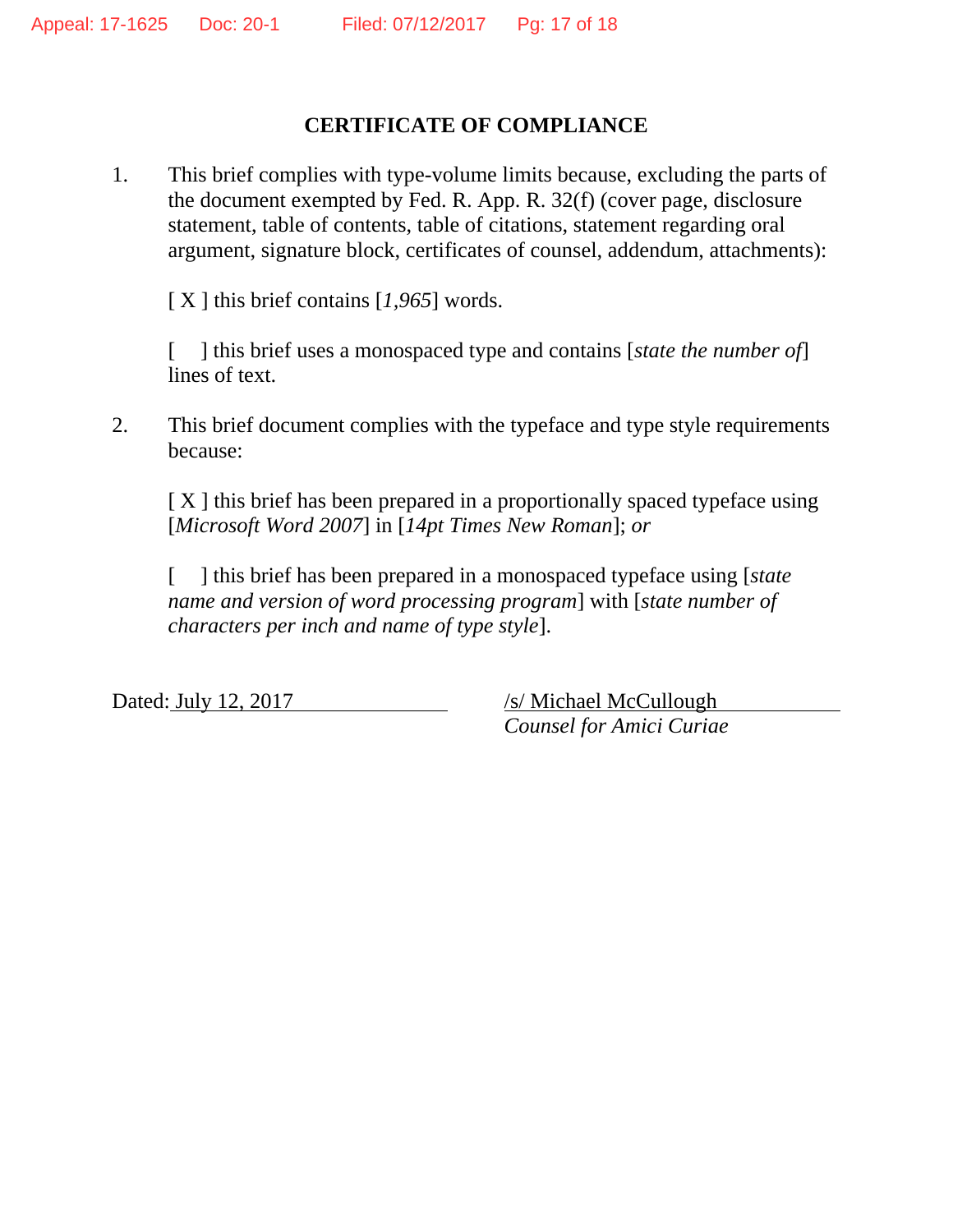## CERTIFICATE OF COMPLIANCE

1. This brief complies with type-volume limits because, excluding the parts of the document exempted by Fed. R. App. R. 32(f) (cover page, disclosure statement, table of contents, table of citations, statement regarding oral argument, signature block, certificates of counsel, addendum, attachments):

   [ X ] this brief contains [*1,965*] words.

   [ ] this brief uses a monospaced type and contains [*state the number of*] lines of text.

2. This brief document complies with the typeface and type style requirements because:

   [ X ] this brief has been prepared in a proportionally spaced typeface using [*Microsoft Word 2007*] in [*14pt Times New Roman*]; *or*

   [ ] this brief has been prepared in a monospaced typeface using [*state name and version of word processing program*] with [*state number of characters per inch and name of type style*].

Dated: July 12, 2017

/s/ Michael McCullough
*Counsel for Amici Curiae*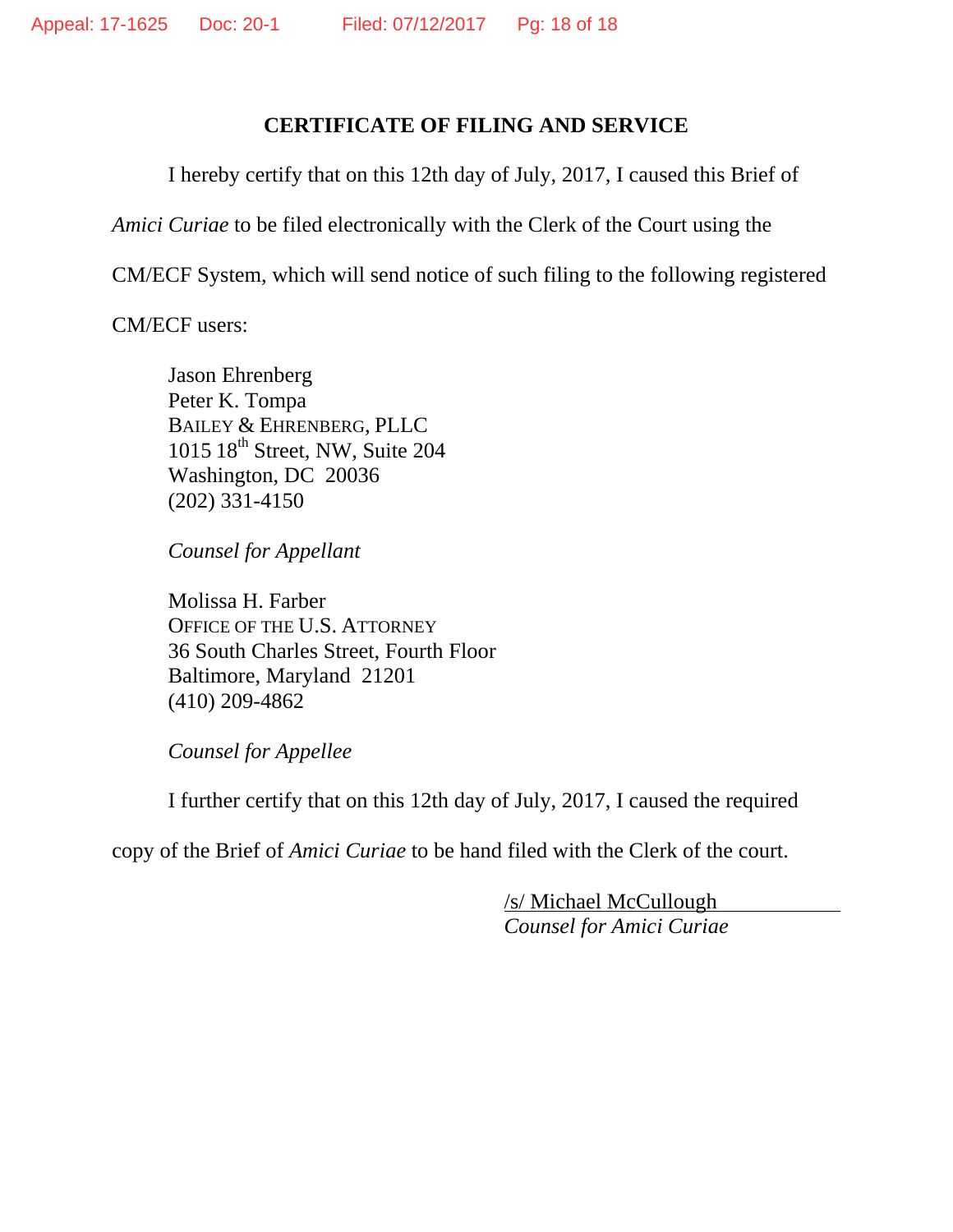## CERTIFICATE OF FILING AND SERVICE

I hereby certify that on this 12th day of July, 2017, I caused this Brief of *Amici Curiae* to be filed electronically with the Clerk of the Court using the CM/ECF System, which will send notice of such filing to the following registered CM/ECF users:

Jason Ehrenberg
Peter K. Tompa
BAILEY & EHRENBERG, PLLC
1015 18th Street, NW, Suite 204
Washington, DC 20036
(202) 331-4150

*Counsel for Appellant*

Molissa H. Farber
OFFICE OF THE U.S. ATTORNEY
36 South Charles Street, Fourth Floor
Baltimore, Maryland 21201
(410) 209-4862

*Counsel for Appellee*

I further certify that on this 12th day of July, 2017, I caused the required copy of the Brief of *Amici Curiae* to be hand filed with the Clerk of the court.

/s/ Michael McCullough
*Counsel for Amici Curiae*